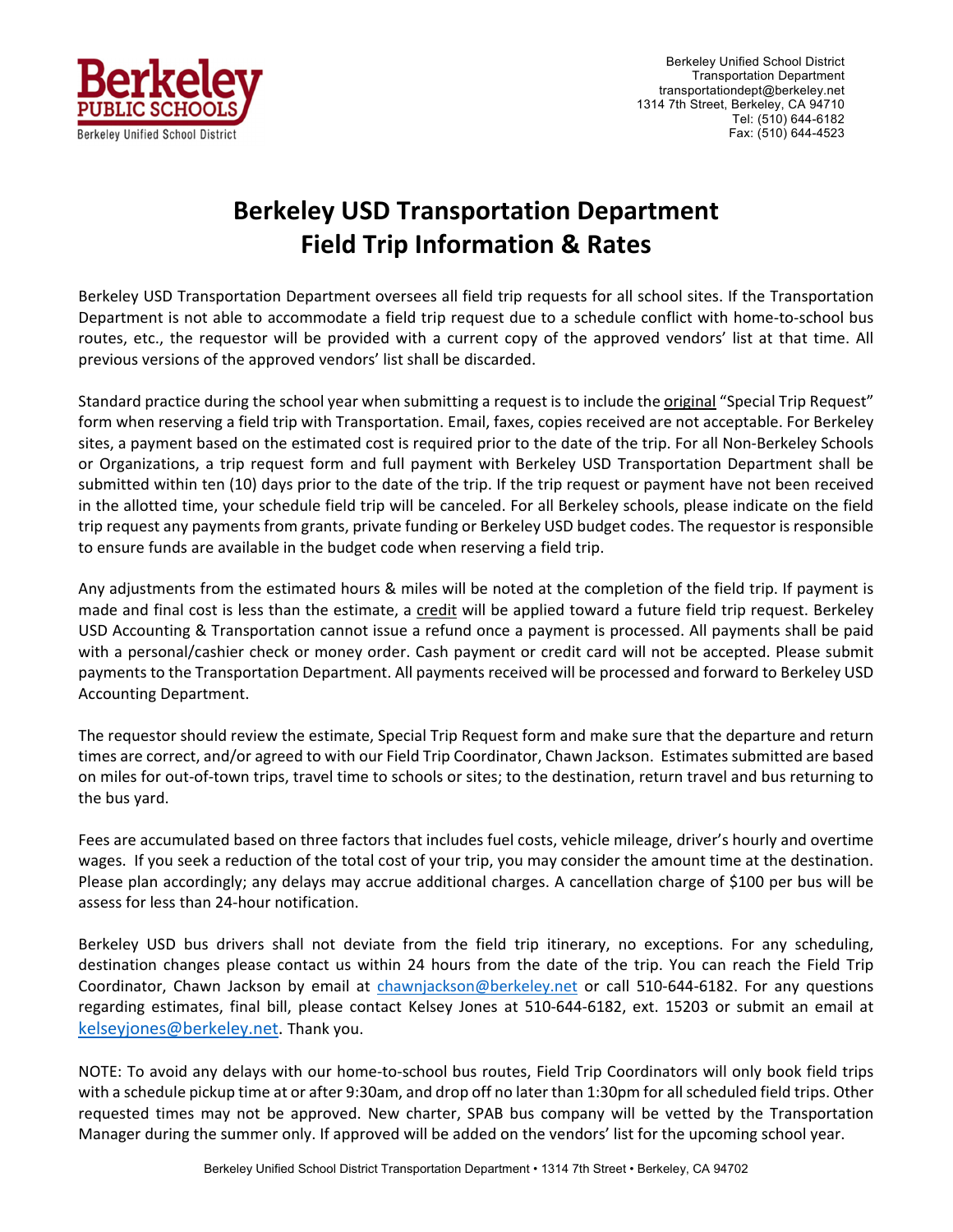Berkeley Unified School District
Transportation Department
transportationdept@berkeley.net
1314 7th Street, Berkeley, CA 94710
Tel: (510) 644-6182
Fax: (510) 644-4523

# Berkeley USD Transportation Department
# Field Trip Information & Rates

Berkeley USD Transportation Department oversees all field trip requests for all school sites. If the Transportation Department is not able to accommodate a field trip request due to a schedule conflict with home-to-school bus routes, etc., the requestor will be provided with a current copy of the approved vendors' list at that time. All previous versions of the approved vendors' list shall be discarded.

Standard practice during the school year when submitting a request is to include the original "Special Trip Request" form when reserving a field trip with Transportation. Email, faxes, copies received are not acceptable. For Berkeley sites, a payment based on the estimated cost is required prior to the date of the trip. For all Non-Berkeley Schools or Organizations, a trip request form and full payment with Berkeley USD Transportation Department shall be submitted within ten (10) days prior to the date of the trip. If the trip request or payment have not been received in the allotted time, your schedule field trip will be canceled. For all Berkeley schools, please indicate on the field trip request any payments from grants, private funding or Berkeley USD budget codes. The requestor is responsible to ensure funds are available in the budget code when reserving a field trip.

Any adjustments from the estimated hours & miles will be noted at the completion of the field trip. If payment is made and final cost is less than the estimate, a credit will be applied toward a future field trip request. Berkeley USD Accounting & Transportation cannot issue a refund once a payment is processed. All payments shall be paid with a personal/cashier check or money order. Cash payment or credit card will not be accepted. Please submit payments to the Transportation Department. All payments received will be processed and forward to Berkeley USD Accounting Department.

The requestor should review the estimate, Special Trip Request form and make sure that the departure and return times are correct, and/or agreed to with our Field Trip Coordinator, Chawn Jackson. Estimates submitted are based on miles for out-of-town trips, travel time to schools or sites; to the destination, return travel and bus returning to the bus yard.

Fees are accumulated based on three factors that includes fuel costs, vehicle mileage, driver's hourly and overtime wages. If you seek a reduction of the total cost of your trip, you may consider the amount time at the destination. Please plan accordingly; any delays may accrue additional charges. A cancellation charge of $100 per bus will be assess for less than 24-hour notification.

Berkeley USD bus drivers shall not deviate from the field trip itinerary, no exceptions. For any scheduling, destination changes please contact us within 24 hours from the date of the trip. You can reach the Field Trip Coordinator, Chawn Jackson by email at chawnjackson@berkeley.net or call 510-644-6182. For any questions regarding estimates, final bill, please contact Kelsey Jones at 510-644-6182, ext. 15203 or submit an email at kelseyjones@berkeley.net. Thank you.

NOTE: To avoid any delays with our home-to-school bus routes, Field Trip Coordinators will only book field trips with a schedule pickup time at or after 9:30am, and drop off no later than 1:30pm for all scheduled field trips. Other requested times may not be approved. New charter, SPAB bus company will be vetted by the Transportation Manager during the summer only. If approved will be added on the vendors' list for the upcoming school year.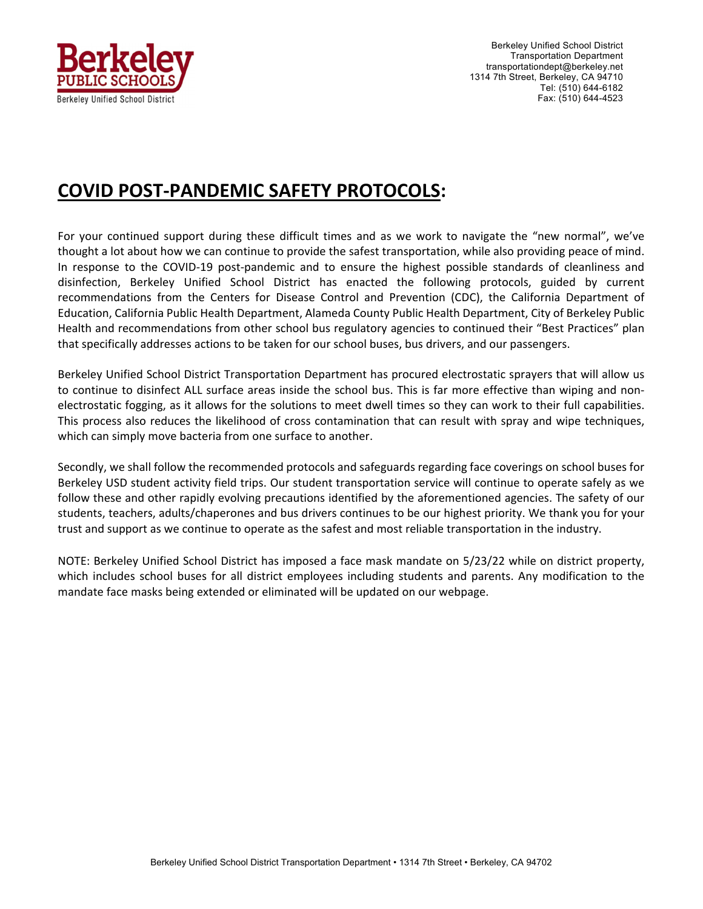Berkeley Unified School District
Transportation Department
transportationdept@berkeley.net
1314 7th Street, Berkeley, CA 94710
Tel: (510) 644-6182
Fax: (510) 644-4523

# COVID POST-PANDEMIC SAFETY PROTOCOLS:

For your continued support during these difficult times and as we work to navigate the "new normal", we've thought a lot about how we can continue to provide the safest transportation, while also providing peace of mind. In response to the COVID-19 post-pandemic and to ensure the highest possible standards of cleanliness and disinfection, Berkeley Unified School District has enacted the following protocols, guided by current recommendations from the Centers for Disease Control and Prevention (CDC), the California Department of Education, California Public Health Department, Alameda County Public Health Department, City of Berkeley Public Health and recommendations from other school bus regulatory agencies to continued their "Best Practices" plan that specifically addresses actions to be taken for our school buses, bus drivers, and our passengers.

Berkeley Unified School District Transportation Department has procured electrostatic sprayers that will allow us to continue to disinfect ALL surface areas inside the school bus. This is far more effective than wiping and non-electrostatic fogging, as it allows for the solutions to meet dwell times so they can work to their full capabilities. This process also reduces the likelihood of cross contamination that can result with spray and wipe techniques, which can simply move bacteria from one surface to another.

Secondly, we shall follow the recommended protocols and safeguards regarding face coverings on school buses for Berkeley USD student activity field trips. Our student transportation service will continue to operate safely as we follow these and other rapidly evolving precautions identified by the aforementioned agencies. The safety of our students, teachers, adults/chaperones and bus drivers continues to be our highest priority. We thank you for your trust and support as we continue to operate as the safest and most reliable transportation in the industry.

NOTE: Berkeley Unified School District has imposed a face mask mandate on 5/23/22 while on district property, which includes school buses for all district employees including students and parents. Any modification to the mandate face masks being extended or eliminated will be updated on our webpage.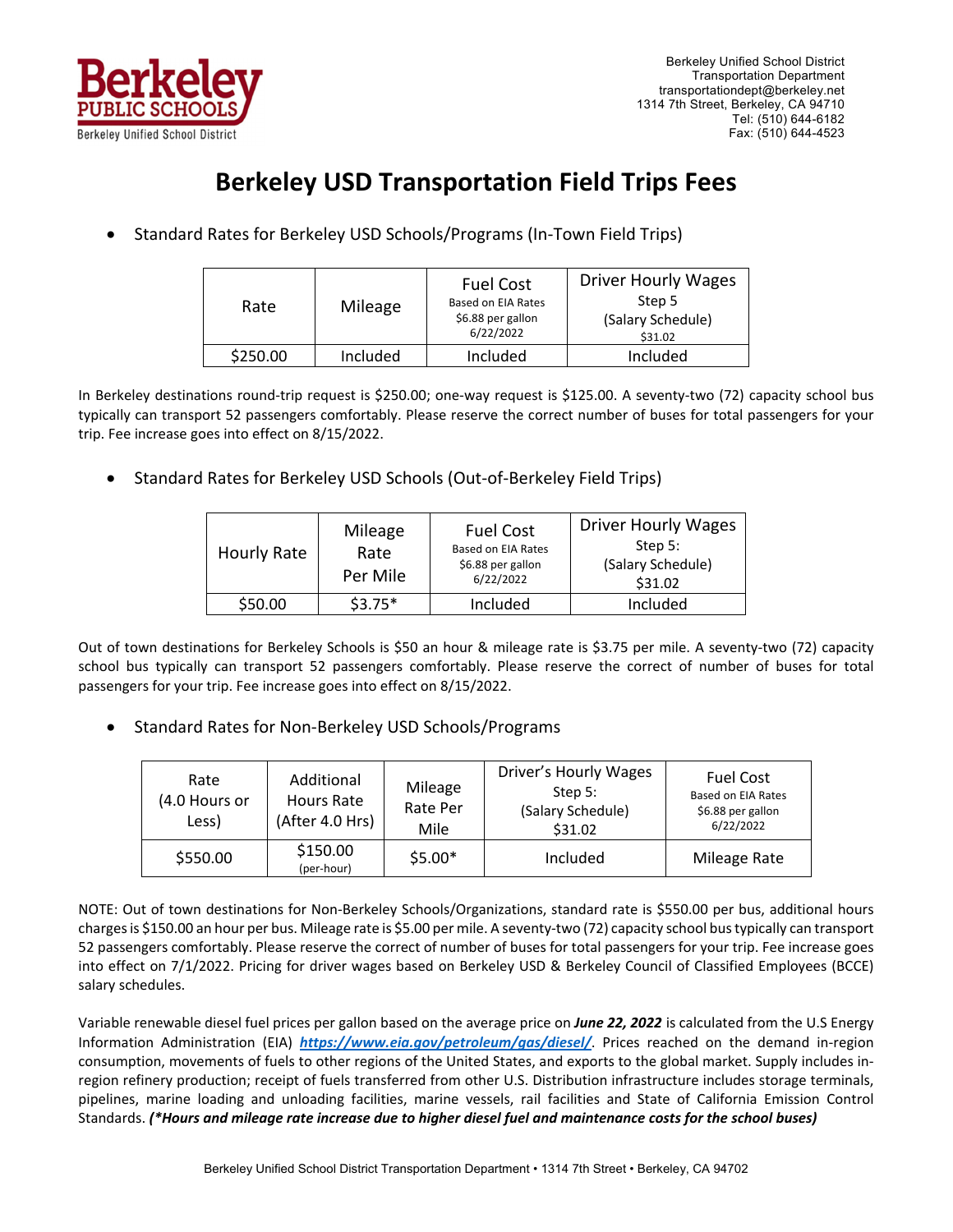Berkeley Public Schools
Berkeley Unified School District

Berkeley Unified School District
Transportation Department
transportationdept@berkeley.net
1314 7th Street, Berkeley, CA 94710
Tel: (510) 644-6182
Fax: (510) 644-4523

# Berkeley USD Transportation Field Trips Fees

- Standard Rates for Berkeley USD Schools/Programs (In-Town Field Trips)

| Rate | Mileage | Fuel Cost Based on EIA Rates $6.88 per gallon 6/22/2022 | Driver Hourly Wages Step 5 (Salary Schedule) $31.02 |
|---|---|---|---|
| $250.00 | Included | Included | Included |

In Berkeley destinations round-trip request is $250.00; one-way request is $125.00. A seventy-two (72) capacity school bus typically can transport 52 passengers comfortably. Please reserve the correct number of buses for total passengers for your trip. Fee increase goes into effect on 8/15/2022.

- Standard Rates for Berkeley USD Schools (Out-of-Berkeley Field Trips)

| Hourly Rate | Mileage Rate Per Mile | Fuel Cost Based on EIA Rates $6.88 per gallon 6/22/2022 | Driver Hourly Wages Step 5: (Salary Schedule) $31.02 |
|---|---|---|---|
| $50.00 | $3.75* | Included | Included |

Out of town destinations for Berkeley Schools is $50 an hour & mileage rate is $3.75 per mile. A seventy-two (72) capacity school bus typically can transport 52 passengers comfortably. Please reserve the correct of number of buses for total passengers for your trip. Fee increase goes into effect on 8/15/2022.

- Standard Rates for Non-Berkeley USD Schools/Programs

| Rate (4.0 Hours or Less) | Additional Hours Rate (After 4.0 Hrs) | Mileage Rate Per Mile | Driver's Hourly Wages Step 5: (Salary Schedule) $31.02 | Fuel Cost Based on EIA Rates $6.88 per gallon 6/22/2022 |
|---|---|---|---|---|
| $550.00 | $150.00 (per-hour) | $5.00* | Included | Mileage Rate |

NOTE: Out of town destinations for Non-Berkeley Schools/Organizations, standard rate is $550.00 per bus, additional hours charges is $150.00 an hour per bus. Mileage rate is $5.00 per mile. A seventy-two (72) capacity school bus typically can transport 52 passengers comfortably. Please reserve the correct of number of buses for total passengers for your trip. Fee increase goes into effect on 7/1/2022. Pricing for driver wages based on Berkeley USD & Berkeley Council of Classified Employees (BCCE) salary schedules.

Variable renewable diesel fuel prices per gallon based on the average price on ***June 22, 2022*** is calculated from the U.S Energy Information Administration (EIA) ***https://www.eia.gov/petroleum/gas/diesel/***. Prices reached on the demand in-region consumption, movements of fuels to other regions of the United States, and exports to the global market. Supply includes in-region refinery production; receipt of fuels transferred from other U.S. Distribution infrastructure includes storage terminals, pipelines, marine loading and unloading facilities, marine vessels, rail facilities and State of California Emission Control Standards. ***(\*Hours and mileage rate increase due to higher diesel fuel and maintenance costs for the school buses)***